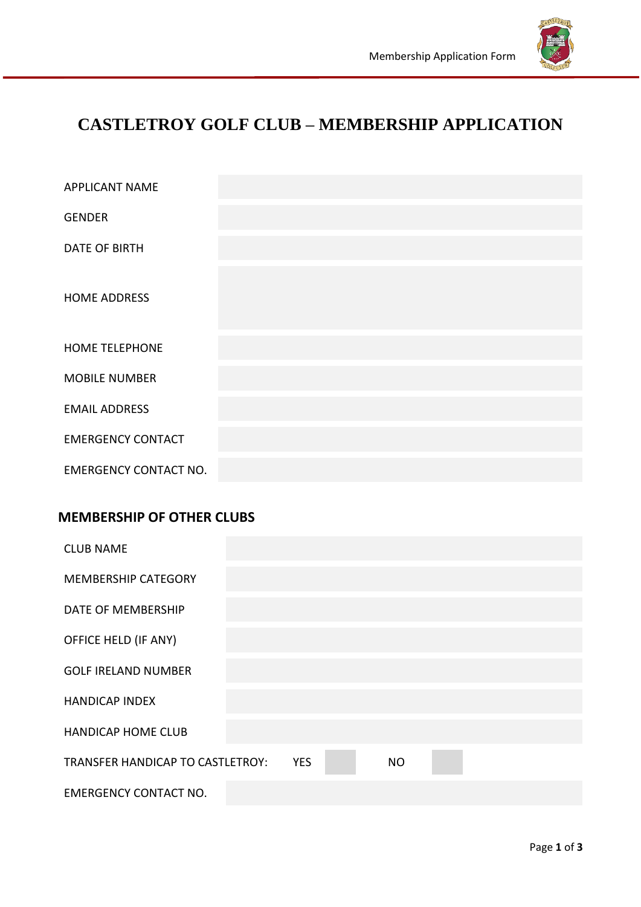# CASTLETROY GOLF CLUB – MEMBERSHIP APPLICATION

| | |
|---|---|
| APPLICANT NAME | |
| GENDER | |
| DATE OF BIRTH | |
| HOME ADDRESS | |
| HOME TELEPHONE | |
| MOBILE NUMBER | |
| EMAIL ADDRESS | |
| EMERGENCY CONTACT | |
| EMERGENCY CONTACT NO. | |

## MEMBERSHIP OF OTHER CLUBS

| | |
|---|---|
| CLUB NAME | |
| MEMBERSHIP CATEGORY | |
| DATE OF MEMBERSHIP | |
| OFFICE HELD (IF ANY) | |
| GOLF IRELAND NUMBER | |
| HANDICAP INDEX | |
| HANDICAP HOME CLUB | |

TRANSFER HANDICAP TO CASTLETROY: YES ☐ NO ☐

| | |
|---|---|
| EMERGENCY CONTACT NO. | |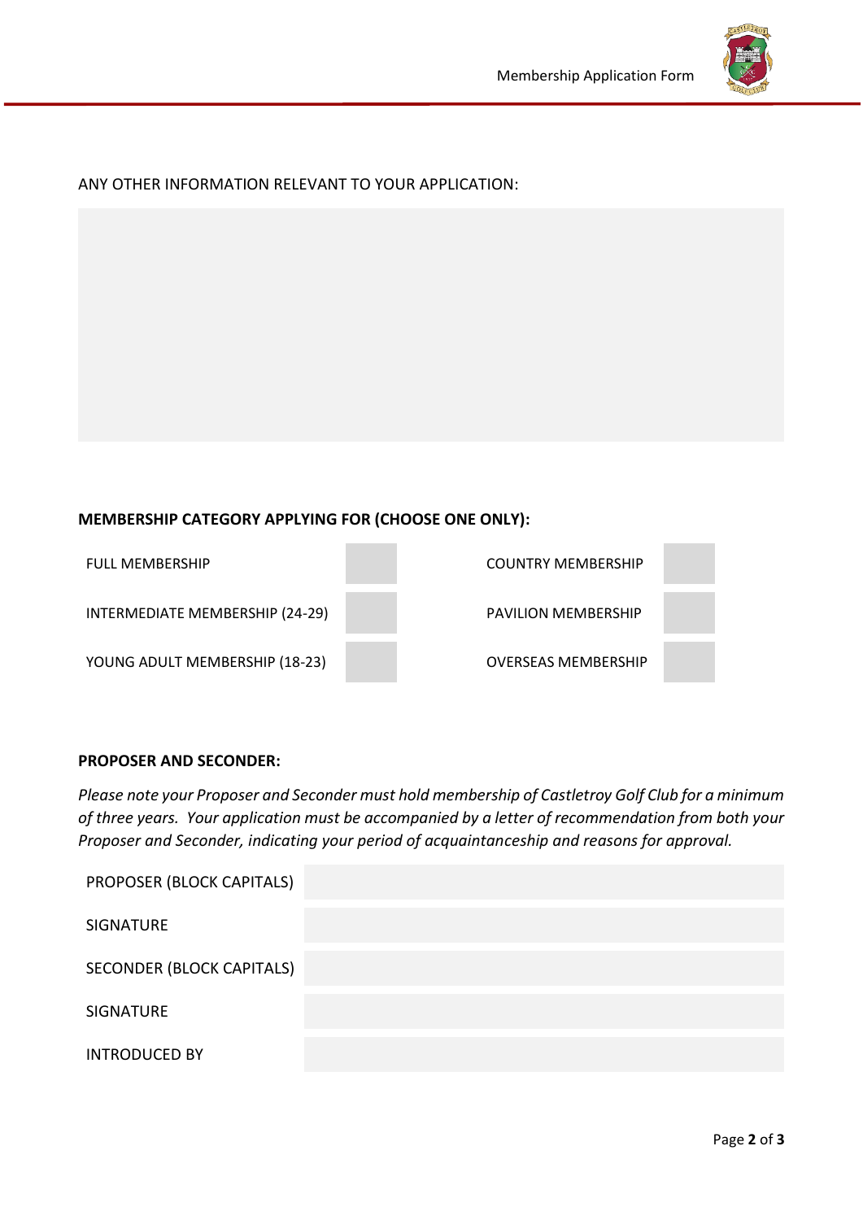ANY OTHER INFORMATION RELEVANT TO YOUR APPLICATION:

**MEMBERSHIP CATEGORY APPLYING FOR (CHOOSE ONE ONLY):**

| | | | |
|---|---|---|---|
| FULL MEMBERSHIP | | COUNTRY MEMBERSHIP | |
| INTERMEDIATE MEMBERSHIP (24-29) | | PAVILION MEMBERSHIP | |
| YOUNG ADULT MEMBERSHIP (18-23) | | OVERSEAS MEMBERSHIP | |

**PROPOSER AND SECONDER:**

*Please note your Proposer and Seconder must hold membership of Castletroy Golf Club for a minimum of three years. Your application must be accompanied by a letter of recommendation from both your Proposer and Seconder, indicating your period of acquaintanceship and reasons for approval.*

| | |
|---|---|
| PROPOSER (BLOCK CAPITALS) | |
| SIGNATURE | |
| SECONDER (BLOCK CAPITALS) | |
| SIGNATURE | |
| INTRODUCED BY | |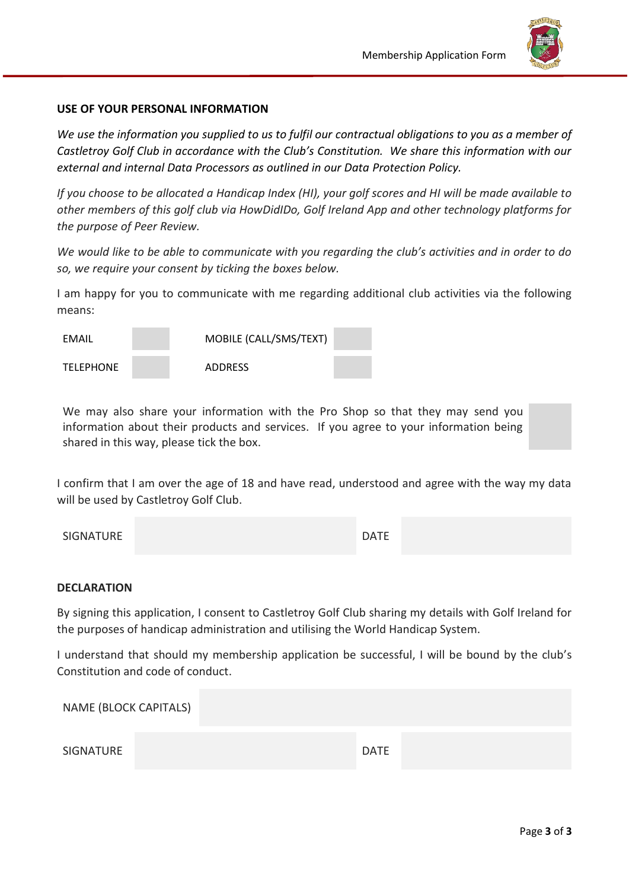## USE OF YOUR PERSONAL INFORMATION

*We use the information you supplied to us to fulfil our contractual obligations to you as a member of Castletroy Golf Club in accordance with the Club's Constitution. We share this information with our external and internal Data Processors as outlined in our Data Protection Policy.*

*If you choose to be allocated a Handicap Index (HI), your golf scores and HI will be made available to other members of this golf club via HowDidIDo, Golf Ireland App and other technology platforms for the purpose of Peer Review.*

*We would like to be able to communicate with you regarding the club's activities and in order to do so, we require your consent by ticking the boxes below.*

I am happy for you to communicate with me regarding additional club activities via the following means:

| | | | |
|---|---|---|---|
| EMAIL | | MOBILE (CALL/SMS/TEXT) | |
| TELEPHONE | | ADDRESS | |

We may also share your information with the Pro Shop so that they may send you information about their products and services. If you agree to your information being shared in this way, please tick the box.

I confirm that I am over the age of 18 and have read, understood and agree with the way my data will be used by Castletroy Golf Club.

| | | | |
|---|---|---|---|
| SIGNATURE | | DATE | |

## DECLARATION

By signing this application, I consent to Castletroy Golf Club sharing my details with Golf Ireland for the purposes of handicap administration and utilising the World Handicap System.

I understand that should my membership application be successful, I will be bound by the club's Constitution and code of conduct.

| | | | |
|---|---|---|---|
| NAME (BLOCK CAPITALS) | | | |
| SIGNATURE | | DATE | |